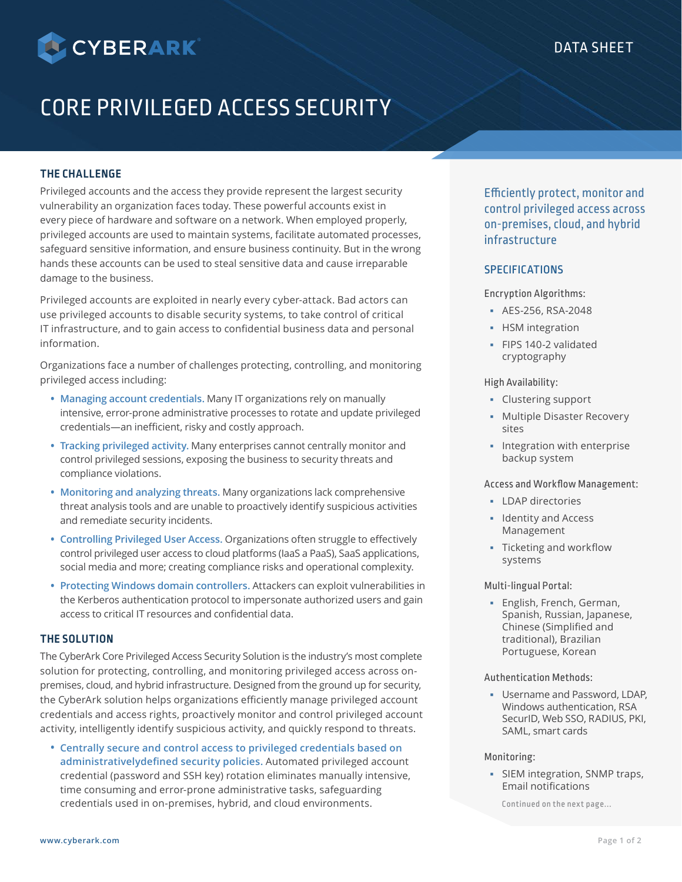CYBERARK

DATA SHEET

# CORE PRIVILEGED ACCESS SECURITY

## THE CHALLENGE

Privileged accounts and the access they provide represent the largest security vulnerability an organization faces today. These powerful accounts exist in every piece of hardware and software on a network. When employed properly, privileged accounts are used to maintain systems, facilitate automated processes, safeguard sensitive information, and ensure business continuity. But in the wrong hands these accounts can be used to steal sensitive data and cause irreparable damage to the business.

Privileged accounts are exploited in nearly every cyber-attack. Bad actors can use privileged accounts to disable security systems, to take control of critical IT infrastructure, and to gain access to confidential business data and personal information.

Organizations face a number of challenges protecting, controlling, and monitoring privileged access including:

- **Managing account credentials.** Many IT organizations rely on manually intensive, error-prone administrative processes to rotate and update privileged credentials—an inefficient, risky and costly approach.
- **Tracking privileged activity.** Many enterprises cannot centrally monitor and control privileged sessions, exposing the business to security threats and compliance violations.
- **Monitoring and analyzing threats.** Many organizations lack comprehensive threat analysis tools and are unable to proactively identify suspicious activities and remediate security incidents.
- **Controlling Privileged User Access.** Organizations often struggle to effectively control privileged user access to cloud platforms (IaaS a PaaS), SaaS applications, social media and more; creating compliance risks and operational complexity.
- **Protecting Windows domain controllers.** Attackers can exploit vulnerabilities in the Kerberos authentication protocol to impersonate authorized users and gain access to critical IT resources and confidential data.

## THE SOLUTION

The CyberArk Core Privileged Access Security Solution is the industry's most complete solution for protecting, controlling, and monitoring privileged access across on-premises, cloud, and hybrid infrastructure. Designed from the ground up for security, the CyberArk solution helps organizations efficiently manage privileged account credentials and access rights, proactively monitor and control privileged account activity, intelligently identify suspicious activity, and quickly respond to threats.

- **Centrally secure and control access to privileged credentials based on administrativelydefined security policies.** Automated privileged account credential (password and SSH key) rotation eliminates manually intensive, time consuming and error-prone administrative tasks, safeguarding credentials used in on-premises, hybrid, and cloud environments.

### Efficiently protect, monitor and control privileged access across on-premises, cloud, and hybrid infrastructure

## SPECIFICATIONS

**Encryption Algorithms:**

- AES-256, RSA-2048
- HSM integration
- FIPS 140-2 validated cryptography

**High Availability:**

- Clustering support
- Multiple Disaster Recovery sites
- Integration with enterprise backup system

**Access and Workflow Management:**

- LDAP directories
- Identity and Access Management
- Ticketing and workflow systems

**Multi-lingual Portal:**

- English, French, German, Spanish, Russian, Japanese, Chinese (Simplified and traditional), Brazilian Portuguese, Korean

**Authentication Methods:**

- Username and Password, LDAP, Windows authentication, RSA SecurID, Web SSO, RADIUS, PKI, SAML, smart cards

**Monitoring:**

- SIEM integration, SNMP traps, Email notifications

Continued on the next page...

www.cyberark.com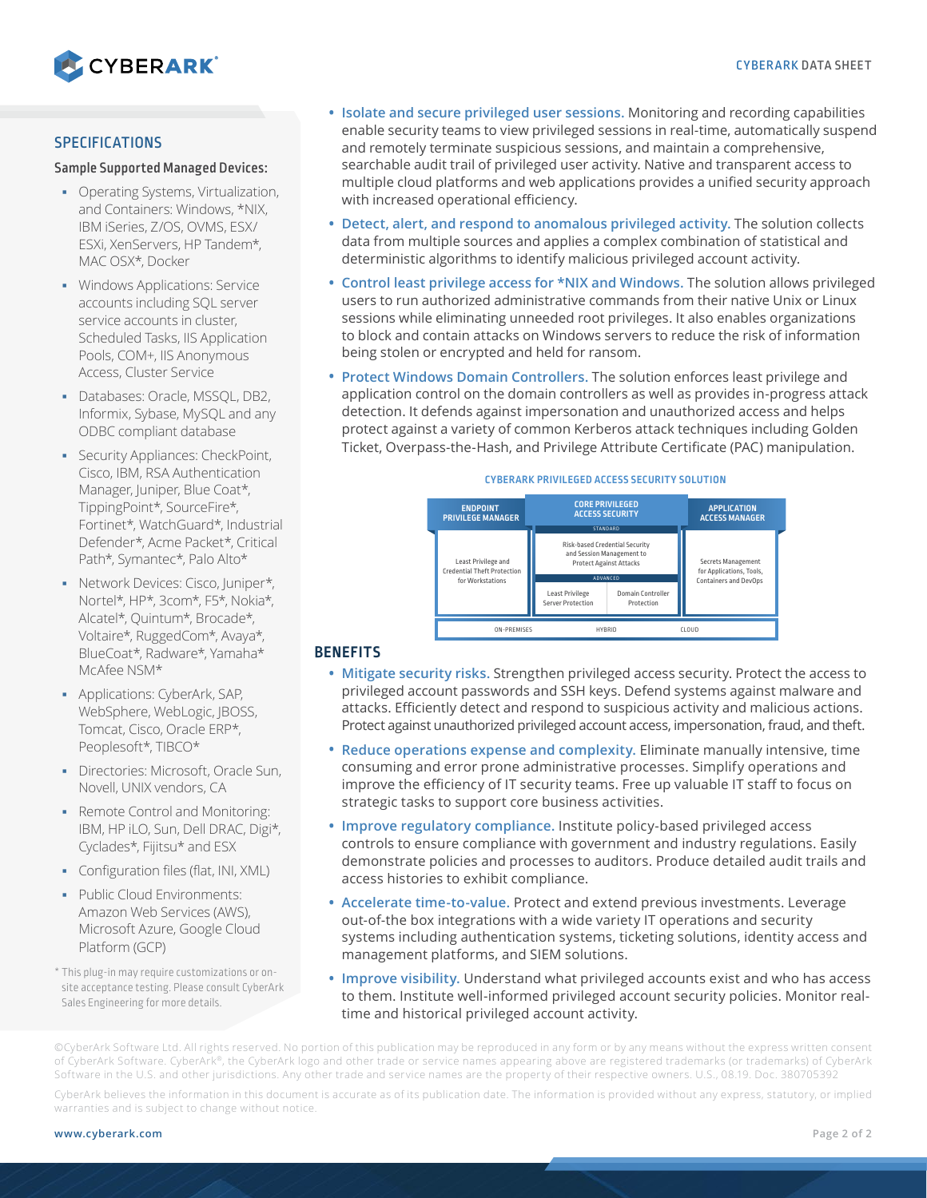## SPECIFICATIONS

### Sample Supported Managed Devices:

- Operating Systems, Virtualization, and Containers: Windows, *NIX, IBM iSeries, Z/OS, OVMS, ESX/ESXi, XenServers, HP Tandem*, MAC OSX*, Docker
- Windows Applications: Service accounts including SQL server service accounts in cluster, Scheduled Tasks, IIS Application Pools, COM+, IIS Anonymous Access, Cluster Service
- Databases: Oracle, MSSQL, DB2, Informix, Sybase, MySQL and any ODBC compliant database
- Security Appliances: CheckPoint, Cisco, IBM, RSA Authentication Manager, Juniper, Blue Coat*, TippingPoint*, SourceFire*, Fortinet*, WatchGuard*, Industrial Defender*, Acme Packet*, Critical Path*, Symantec*, Palo Alto*
- Network Devices: Cisco, Juniper*, Nortel*, HP*, 3com*, F5*, Nokia*, Alcatel*, Quintum*, Brocade*, Voltaire*, RuggedCom*, Avaya*, BlueCoat*, Radware*, Yamaha* McAfee NSM*
- Applications: CyberArk, SAP, WebSphere, WebLogic, JBOSS, Tomcat, Cisco, Oracle ERP*, Peoplesoft*, TIBCO*
- Directories: Microsoft, Oracle Sun, Novell, UNIX vendors, CA
- Remote Control and Monitoring: IBM, HP iLO, Sun, Dell DRAC, Digi*, Cyclades*, Fijitsu* and ESX
- Configuration files (flat, INI, XML)
- Public Cloud Environments: Amazon Web Services (AWS), Microsoft Azure, Google Cloud Platform (GCP)

* This plug-in may require customizations or on-site acceptance testing. Please consult CyberArk Sales Engineering for more details.

- **Isolate and secure privileged user sessions.** Monitoring and recording capabilities enable security teams to view privileged sessions in real-time, automatically suspend and remotely terminate suspicious sessions, and maintain a comprehensive, searchable audit trail of privileged user activity. Native and transparent access to multiple cloud platforms and web applications provides a unified security approach with increased operational efficiency.
- **Detect, alert, and respond to anomalous privileged activity.** The solution collects data from multiple sources and applies a complex combination of statistical and deterministic algorithms to identify malicious privileged account activity.
- **Control least privilege access for *NIX and Windows.** The solution allows privileged users to run authorized administrative commands from their native Unix or Linux sessions while eliminating unneeded root privileges. It also enables organizations to block and contain attacks on Windows servers to reduce the risk of information being stolen or encrypted and held for ransom.
- **Protect Windows Domain Controllers.** The solution enforces least privilege and application control on the domain controllers as well as provides in-progress attack detection. It defends against impersonation and unauthorized access and helps protect against a variety of common Kerberos attack techniques including Golden Ticket, Overpass-the-Hash, and Privilege Attribute Certificate (PAC) manipulation.

**CYBERARK PRIVILEGED ACCESS SECURITY SOLUTION**

ENDPOINT PRIVILEGE MANAGER
Least Privilege and Credential Theft Protection for Workstations

CORE PRIVILEGED ACCESS SECURITY
STANDARD
Risk-based Credential Security and Session Management to Protect Against Attacks
ADVANCED
Least Privilege Server Protection
Domain Controller Protection

APPLICATION ACCESS MANAGER
Secrets Management for Applications, Tools, Containers and DevOps

ON-PREMISES
HYBRID
CLOUD

## BENEFITS

- **Mitigate security risks.** Strengthen privileged access security. Protect the access to privileged account passwords and SSH keys. Defend systems against malware and attacks. Efficiently detect and respond to suspicious activity and malicious actions. Protect against unauthorized privileged account access, impersonation, fraud, and theft.
- **Reduce operations expense and complexity.** Eliminate manually intensive, time consuming and error prone administrative processes. Simplify operations and improve the efficiency of IT security teams. Free up valuable IT staff to focus on strategic tasks to support core business activities.
- **Improve regulatory compliance.** Institute policy-based privileged access controls to ensure compliance with government and industry regulations. Easily demonstrate policies and processes to auditors. Produce detailed audit trails and access histories to exhibit compliance.
- **Accelerate time-to-value.** Protect and extend previous investments. Leverage out-of-the box integrations with a wide variety IT operations and security systems including authentication systems, ticketing solutions, identity access and management platforms, and SIEM solutions.
- **Improve visibility.** Understand what privileged accounts exist and who has access to them. Institute well-informed privileged account security policies. Monitor real-time and historical privileged account activity.

©CyberArk Software Ltd. All rights reserved. No portion of this publication may be reproduced in any form or by any means without the express written consent of CyberArk Software. CyberArk®, the CyberArk logo and other trade or service names appearing above are registered trademarks (or trademarks) of CyberArk Software in the U.S. and other jurisdictions. Any other trade and service names are the property of their respective owners. U.S., 08.19. Doc. 380705392

CyberArk believes the information in this document is accurate as of its publication date. The information is provided without any express, statutory, or implied warranties and is subject to change without notice.

www.cyberark.com